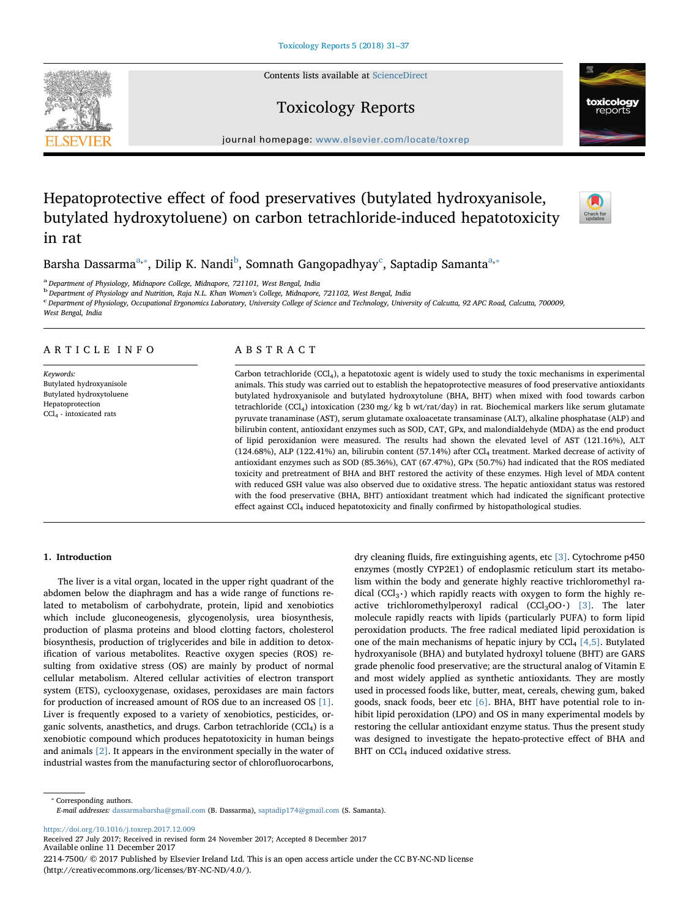# Hepatoprotective effect of food preservatives (butylated hydroxyanisole, butylated hydroxytoluene) on carbon tetrachloride-induced hepatotoxicity in rat

Barsha Dassarma[a,*], Dilip K. Nandi[b], Somnath Gangopadhyay[c], Saptadip Samanta[a,*]

[a] Department of Physiology, Midnapore College, Midnapore, 721101, West Bengal, India
[b] Department of Physiology and Nutrition, Raja N.L. Khan Women's College, Midnapore, 721102, West Bengal, India
[c] Department of Physiology, Occupational Ergonomics Laboratory, University College of Science and Technology, University of Calcutta, 92 APC Road, Calcutta, 700009, West Bengal, India

## ARTICLE INFO

*Keywords:*
Butylated hydroxyanisole
Butylated hydroxytoluene
Hepatoprotection
$CCl_4$ - intoxicated rats

## ABSTRACT

Carbon tetrachloride ($CCl_4$), a hepatotoxic agent is widely used to study the toxic mechanisms in experimental animals. This study was carried out to establish the hepatoprotective measures of food preservative antioxidants butylated hydroxyanisole and butylated hydroxytolune (BHA, BHT) when mixed with food towards carbon tetrachloride ($CCl_4$) intoxication (230 mg/ kg b wt/rat/day) in rat. Biochemical markers like serum glutamate pyruvate tranaminase (AST), serum glutamate oxaloacetate transaminase (ALT), alkaline phosphatase (ALP) and bilirubin content, antioxidant enzymes such as SOD, CAT, GPx, and malondialdehyde (MDA) as the end product of lipid peroxidanion were measured. The results had shown the elevated level of AST (121.16%), ALT (124.68%), ALP (122.41%) an, bilirubin content (57.14%) after $CCl_4$ treatment. Marked decrease of activity of antioxidant enzymes such as SOD (85.36%), CAT (67.47%), GPx (50.7%) had indicated that the ROS mediated toxicity and pretreatment of BHA and BHT restored the activity of these enzymes. High level of MDA content with reduced GSH value was also observed due to oxidative stress. The hepatic antioxidant status was restored with the food preservative (BHA, BHT) antioxidant treatment which had indicated the significant protective effect against $CCl_4$ induced hepatotoxicity and finally confirmed by histopathological studies.

## 1. Introduction

The liver is a vital organ, located in the upper right quadrant of the abdomen below the diaphragm and has a wide range of functions related to metabolism of carbohydrate, protein, lipid and xenobiotics which include gluconeogenesis, glycogenolysis, urea biosynthesis, production of plasma proteins and blood clotting factors, cholesterol biosynthesis, production of triglycerides and bile in addition to detoxification of various metabolites. Reactive oxygen species (ROS) resulting from oxidative stress (OS) are mainly by product of normal cellular metabolism. Altered cellular activities of electron transport system (ETS), cyclooxygenase, oxidases, peroxidases are main factors for production of increased amount of ROS due to an increased OS [1]. Liver is frequently exposed to a variety of xenobiotics, pesticides, organic solvents, anasthetics, and drugs. Carbon tetrachloride ($CCl_4$) is a xenobiotic compound which produces hepatotoxicity in human beings and animals [2]. It appears in the environment specially in the water of industrial wastes from the manufacturing sector of chlorofluorocarbons, dry cleaning fluids, fire extinguishing agents, etc [3]. Cytochrome p450 enzymes (mostly CYP2E1) of endoplasmic reticulum start its metabolism within the body and generate highly reactive trichloromethyl radical ($CCl_3\cdot$) which rapidly reacts with oxygen to form the highly reactive trichloromethylperoxyl radical ($CCl_3OO\cdot$) [3]. The later molecule rapidly reacts with lipids (particularly PUFA) to form lipid peroxidation products. The free radical mediated lipid peroxidation is one of the main mechanisms of hepatic injury by $CCl_4$ [4,5]. Butylated hydroxyanisole (BHA) and butylated hydroxyl toluene (BHT) are GARS grade phenolic food preservative; are the structural analog of Vitamin E and most widely applied as synthetic antioxidants. They are mostly used in processed foods like, butter, meat, cereals, chewing gum, baked goods, snack foods, beer etc [6]. BHA, BHT have potential role to inhibit lipid peroxidation (LPO) and OS in many experimental models by restoring the cellular antioxidant enzyme status. Thus the present study was designed to investigate the hepato-protective effect of BHA and BHT on $CCl_4$ induced oxidative stress.

---

* Corresponding authors.
*E-mail addresses:* dassarmabarsha@gmail.com (B. Dassarma), saptadip174@gmail.com (S. Samanta).

https://doi.org/10.1016/j.toxrep.2017.12.009
Received 27 July 2017; Received in revised form 24 November 2017; Accepted 8 December 2017
Available online 11 December 2017
2214-7500/ © 2017 Published by Elsevier Ireland Ltd. This is an open access article under the CC BY-NC-ND license (http://creativecommons.org/licenses/BY-NC-ND/4.0/).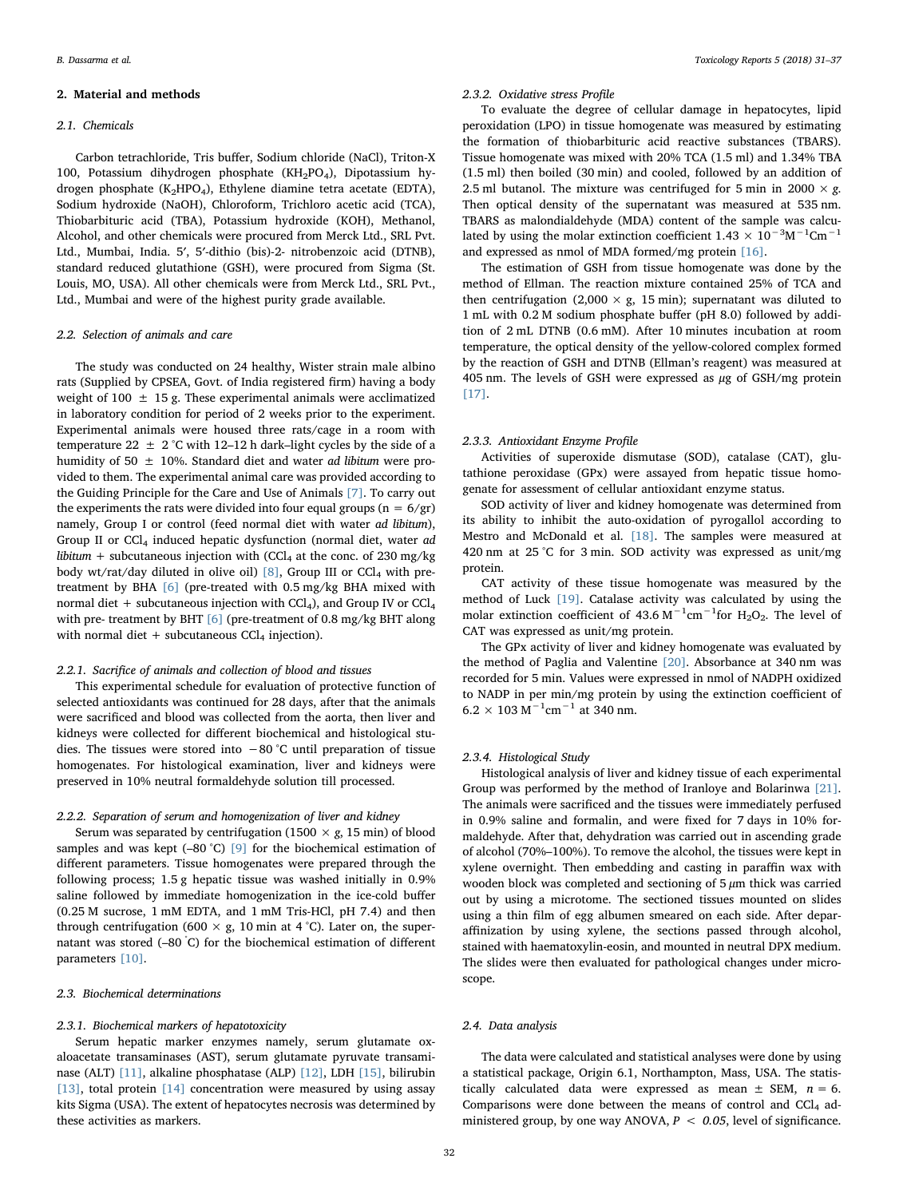## 2. Material and methods

### 2.1. Chemicals

Carbon tetrachloride, Tris buffer, Sodium chloride (NaCl), Triton-X 100, Potassium dihydrogen phosphate ($KH_2PO_4$), Dipotassium hydrogen phosphate ($K_2HPO_4$), Ethylene diamine tetra acetate (EDTA), Sodium hydroxide (NaOH), Chloroform, Trichloro acetic acid (TCA), Thiobarbituric acid (TBA), Potassium hydroxide (KOH), Methanol, Alcohol, and other chemicals were procured from Merck Ltd., SRL Pvt. Ltd., Mumbai, India. 5′, 5′-dithio (bis)-2- nitrobenzoic acid (DTNB), standard reduced glutathione (GSH), were procured from Sigma (St. Louis, MO, USA). All other chemicals were from Merck Ltd., SRL Pvt., Ltd., Mumbai and were of the highest purity grade available.

### 2.2. Selection of animals and care

The study was conducted on 24 healthy, Wister strain male albino rats (Supplied by CPSEA, Govt. of India registered firm) having a body weight of 100 ± 15 g. These experimental animals were acclimatized in laboratory condition for period of 2 weeks prior to the experiment. Experimental animals were housed three rats/cage in a room with temperature 22 ± 2 °C with 12–12 h dark–light cycles by the side of a humidity of 50 ± 10%. Standard diet and water *ad libitum* were provided to them. The experimental animal care was provided according to the Guiding Principle for the Care and Use of Animals [7]. To carry out the experiments the rats were divided into four equal groups (n = 6/gr) namely, Group I or control (feed normal diet with water *ad libitum*), Group II or $CCl_4$ induced hepatic dysfunction (normal diet, water *ad libitum* + subcutaneous injection with ($CCl_4$ at the conc. of 230 mg/kg body wt/rat/day diluted in olive oil) [8], Group III or $CCl_4$ with pretreatment by BHA [6] (pre-treated with 0.5 mg/kg BHA mixed with normal diet + subcutaneous injection with $CCl_4$), and Group IV or $CCl_4$ with pre- treatment by BHT [6] (pre-treatment of 0.8 mg/kg BHT along with normal diet + subcutaneous $CCl_4$ injection).

#### 2.2.1. Sacrifice of animals and collection of blood and tissues

This experimental schedule for evaluation of protective function of selected antioxidants was continued for 28 days, after that the animals were sacrificed and blood was collected from the aorta, then liver and kidneys were collected for different biochemical and histological studies. The tissues were stored into −80 °C until preparation of tissue homogenates. For histological examination, liver and kidneys were preserved in 10% neutral formaldehyde solution till processed.

#### 2.2.2. Separation of serum and homogenization of liver and kidney

Serum was separated by centrifugation (1500 × *g*, 15 min) of blood samples and was kept (–80 °C) [9] for the biochemical estimation of different parameters. Tissue homogenates were prepared through the following process; 1.5 g hepatic tissue was washed initially in 0.9% saline followed by immediate homogenization in the ice-cold buffer (0.25 M sucrose, 1 mM EDTA, and 1 mM Tris-HCl, pH 7.4) and then through centrifugation (600 × g, 10 min at 4 °C). Later on, the supernatant was stored (–80 °C) for the biochemical estimation of different parameters [10].

### 2.3. Biochemical determinations

#### 2.3.1. Biochemical markers of hepatotoxicity

Serum hepatic marker enzymes namely, serum glutamate oxaloacetate transaminases (AST), serum glutamate pyruvate transaminase (ALT) [11], alkaline phosphatase (ALP) [12], LDH [15], bilirubin [13], total protein [14] concentration were measured by using assay kits Sigma (USA). The extent of hepatocytes necrosis was determined by these activities as markers.

#### 2.3.2. Oxidative stress Profile

To evaluate the degree of cellular damage in hepatocytes, lipid peroxidation (LPO) in tissue homogenate was measured by estimating the formation of thiobarbituric acid reactive substances (TBARS). Tissue homogenate was mixed with 20% TCA (1.5 ml) and 1.34% TBA (1.5 ml) then boiled (30 min) and cooled, followed by an addition of 2.5 ml butanol. The mixture was centrifuged for 5 min in 2000 × *g*. Then optical density of the supernatant was measured at 535 nm. TBARS as malondialdehyde (MDA) content of the sample was calculated by using the molar extinction coefficient $1.43 \times 10^{-3} M^{-1} Cm^{-1}$ and expressed as nmol of MDA formed/mg protein [16].

The estimation of GSH from tissue homogenate was done by the method of Ellman. The reaction mixture contained 25% of TCA and then centrifugation (2,000 × g, 15 min); supernatant was diluted to 1 mL with 0.2 M sodium phosphate buffer (pH 8.0) followed by addition of 2 mL DTNB (0.6 mM). After 10 minutes incubation at room temperature, the optical density of the yellow-colored complex formed by the reaction of GSH and DTNB (Ellman's reagent) was measured at 405 nm. The levels of GSH were expressed as *μ*g of GSH/mg protein [17].

#### 2.3.3. Antioxidant Enzyme Profile

Activities of superoxide dismutase (SOD), catalase (CAT), glutathione peroxidase (GPx) were assayed from hepatic tissue homogenate for assessment of cellular antioxidant enzyme status.

SOD activity of liver and kidney homogenate was determined from its ability to inhibit the auto-oxidation of pyrogallol according to Mestro and McDonald et al. [18]. The samples were measured at 420 nm at 25 °C for 3 min. SOD activity was expressed as unit/mg protein.

CAT activity of these tissue homogenate was measured by the method of Luck [19]. Catalase activity was calculated by using the molar extinction coefficient of $43.6\, M^{-1} cm^{-1}$ for $H_2O_2$. The level of CAT was expressed as unit/mg protein.

The GPx activity of liver and kidney homogenate was evaluated by the method of Paglia and Valentine [20]. Absorbance at 340 nm was recorded for 5 min. Values were expressed in nmol of NADPH oxidized to NADP in per min/mg protein by using the extinction coefficient of $6.2 \times 103\, M^{-1} cm^{-1}$ at 340 nm.

#### 2.3.4. Histological Study

Histological analysis of liver and kidney tissue of each experimental Group was performed by the method of Iranloye and Bolarinwa [21]. The animals were sacrificed and the tissues were immediately perfused in 0.9% saline and formalin, and were fixed for 7 days in 10% formaldehyde. After that, dehydration was carried out in ascending grade of alcohol (70%–100%). To remove the alcohol, the tissues were kept in xylene overnight. Then embedding and casting in paraffin wax with wooden block was completed and sectioning of 5 *μ*m thick was carried out by using a microtome. The sectioned tissues mounted on slides using a thin film of egg albumen smeared on each side. After deparaffinization by using xylene, the sections passed through alcohol, stained with haematoxylin-eosin, and mounted in neutral DPX medium. The slides were then evaluated for pathological changes under microscope.

### 2.4. Data analysis

The data were calculated and statistical analyses were done by using a statistical package, Origin 6.1, Northampton, Mass, USA. The statistically calculated data were expressed as mean ± SEM, $n = 6$. Comparisons were done between the means of control and $CCl_4$ administered group, by one way ANOVA, $P < 0.05$, level of significance.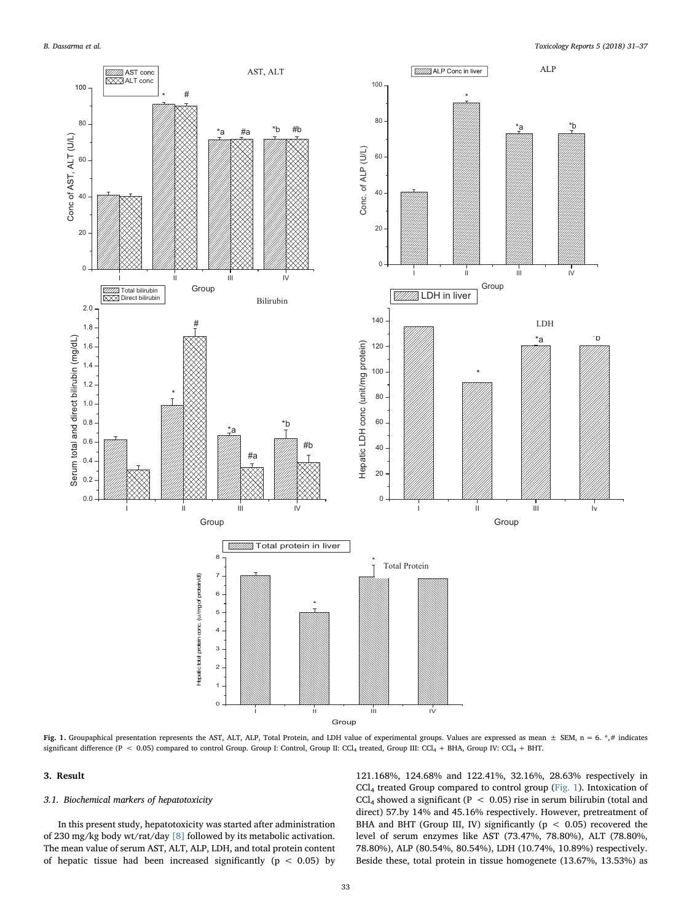**Fig. 1.** Groupaphical presentation represents the AST, ALT, ALP, Total Protein, and LDH value of experimental groups. Values are expressed as mean ± SEM, n = 6. *,# indicates significant difference (P < 0.05) compared to control Group. Group I: Control, Group II: $CCl_4$ treated, Group III: $CCl_4$ + BHA, Group IV: $CCl_4$ + BHT.

## 3. Result

### 3.1. Biochemical markers of hepatotoxicity

In this present study, hepatotoxicity was started after administration of 230 mg/kg body wt/rat/day [8] followed by its metabolic activation. The mean value of serum AST, ALT, ALP, LDH, and total protein content of hepatic tissue had been increased significantly ($p < 0.05$) by 121.168%, 124.68% and 122.41%, 32.16%, 28.63% respectively in $CCl_4$ treated Group compared to control group (Fig. 1). Intoxication of $CCl_4$ showed a significant ($P < 0.05$) rise in serum bilirubin (total and direct) 57.by 14% and 45.16% respectively. However, pretreatment of BHA and BHT (Group III, IV) significantly ($p < 0.05$) recovered the level of serum enzymes like AST (73.47%, 78.80%), ALT (78.80%, 78.80%), ALP (80.54%, 80.54%), LDH (10.74%, 10.89%) respectively. Beside these, total protein in tissue homogenete (13.67%, 13.53%) as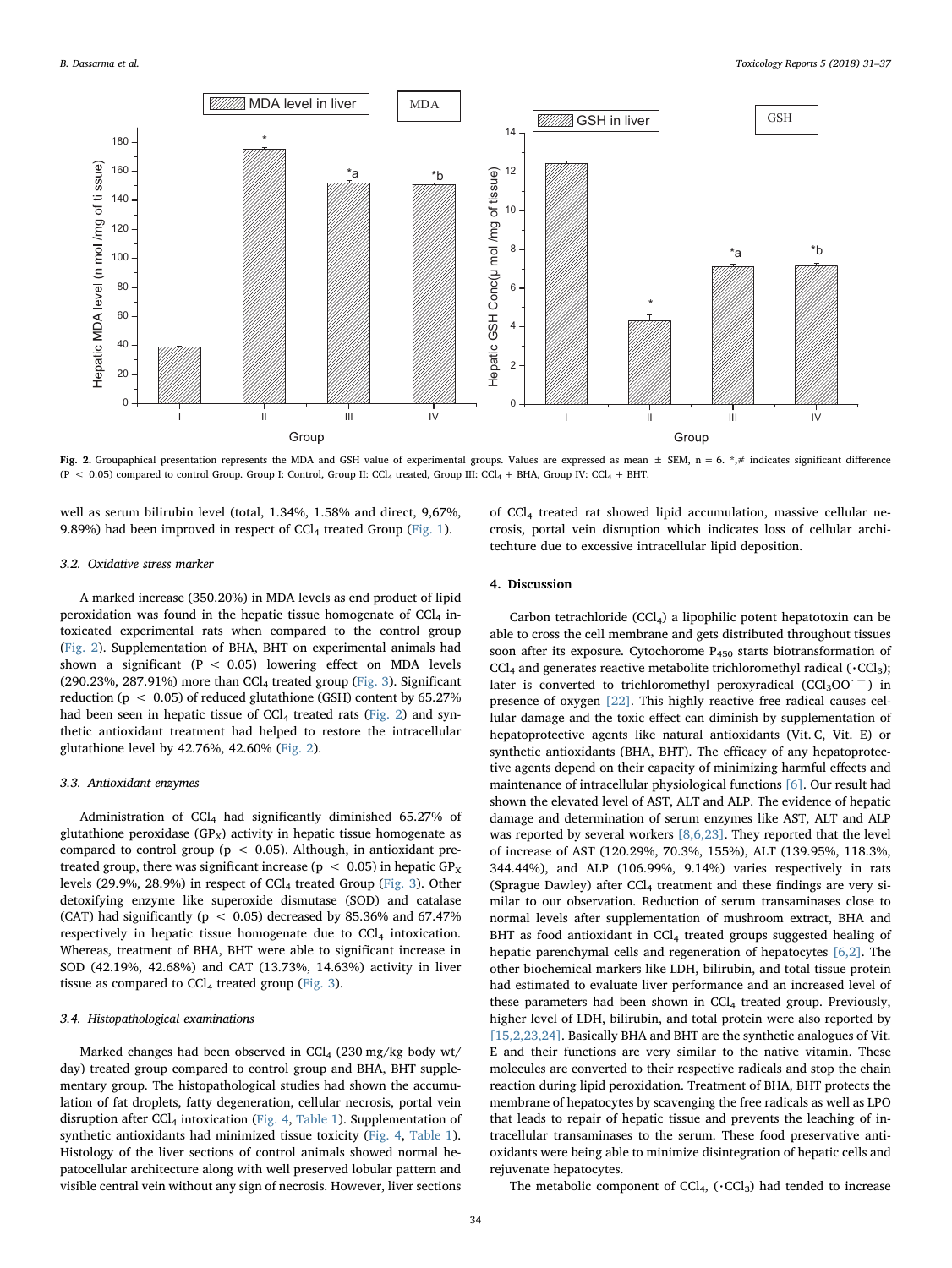Fig. 2. Groupaphical presentation represents the MDA and GSH value of experimental groups. Values are expressed as mean ± SEM, n = 6. *,# indicates significant difference ($P < 0.05$) compared to control Group. Group I: Control, Group II: $CCl_4$ treated, Group III: $CCl_4$ + BHA, Group IV: $CCl_4$ + BHT.

well as serum bilirubin level (total, 1.34%, 1.58% and direct, 9,67%, 9.89%) had been improved in respect of $CCl_4$ treated Group (Fig. 1).

### 3.2. Oxidative stress marker

A marked increase (350.20%) in MDA levels as end product of lipid peroxidation was found in the hepatic tissue homogenate of $CCl_4$ intoxicated experimental rats when compared to the control group (Fig. 2). Supplementation of BHA, BHT on experimental animals had shown a significant ($P < 0.05$) lowering effect on MDA levels (290.23%, 287.91%) more than $CCl_4$ treated group (Fig. 3). Significant reduction ($p < 0.05$) of reduced glutathione (GSH) content by 65.27% had been seen in hepatic tissue of $CCl_4$ treated rats (Fig. 2) and synthetic antioxidant treatment had helped to restore the intracellular glutathione level by 42.76%, 42.60% (Fig. 2).

### 3.3. Antioxidant enzymes

Administration of $CCl_4$ had significantly diminished 65.27% of glutathione peroxidase ($GP_X$) activity in hepatic tissue homogenate as compared to control group ($p < 0.05$). Although, in antioxidant pretreated group, there was significant increase ($p < 0.05$) in hepatic $GP_X$ levels (29.9%, 28.9%) in respect of $CCl_4$ treated Group (Fig. 3). Other detoxifying enzyme like superoxide dismutase (SOD) and catalase (CAT) had significantly ($p < 0.05$) decreased by 85.36% and 67.47% respectively in hepatic tissue homogenate due to $CCl_4$ intoxication. Whereas, treatment of BHA, BHT were able to significant increase in SOD (42.19%, 42.68%) and CAT (13.73%, 14.63%) activity in liver tissue as compared to $CCl_4$ treated group (Fig. 3).

### 3.4. Histopathological examinations

Marked changes had been observed in $CCl_4$ (230 mg/kg body wt/day) treated group compared to control group and BHA, BHT supplementary group. The histopathological studies had shown the accumulation of fat droplets, fatty degeneration, cellular necrosis, portal vein disruption after $CCl_4$ intoxication (Fig. 4, Table 1). Supplementation of synthetic antioxidants had minimized tissue toxicity (Fig. 4, Table 1). Histology of the liver sections of control animals showed normal hepatocellular architecture along with well preserved lobular pattern and visible central vein without any sign of necrosis. However, liver sections of $CCl_4$ treated rat showed lipid accumulation, massive cellular necrosis, portal vein disruption which indicates loss of cellular architechture due to excessive intracellular lipid deposition.

## 4. Discussion

Carbon tetrachloride ($CCl_4$) a lipophilic potent hepatotoxin can be able to cross the cell membrane and gets distributed throughout tissues soon after its exposure. Cytochorome $P_{450}$ starts biotransformation of $CCl_4$ and generates reactive metabolite trichloromethyl radical ($\cdot CCl_3$); later is converted to trichloromethyl peroxyradical ($CCl_3OO^{\cdot -}$) in presence of oxygen [22]. This highly reactive free radical causes cellular damage and the toxic effect can diminish by supplementation of hepatoprotective agents like natural antioxidants (Vit. C, Vit. E) or synthetic antioxidants (BHA, BHT). The efficacy of any hepatoprotective agents depend on their capacity of minimizing harmful effects and maintenance of intracellular physiological functions [6]. Our result had shown the elevated level of AST, ALT and ALP. The evidence of hepatic damage and determination of serum enzymes like AST, ALT and ALP was reported by several workers [8,6,23]. They reported that the level of increase of AST (120.29%, 70.3%, 155%), ALT (139.95%, 118.3%, 344.44%), and ALP (106.99%, 9.14%) varies respectively in rats (Sprague Dawley) after $CCl_4$ treatment and these findings are very similar to our observation. Reduction of serum transaminases close to normal levels after supplementation of mushroom extract, BHA and BHT as food antioxidant in $CCl_4$ treated groups suggested healing of hepatic parenchymal cells and regeneration of hepatocytes [6,2]. The other biochemical markers like LDH, bilirubin, and total tissue protein had estimated to evaluate liver performance and an increased level of these parameters had been shown in $CCl_4$ treated group. Previously, higher level of LDH, bilirubin, and total protein were also reported by [15,2,23,24]. Basically BHA and BHT are the synthetic analogues of Vit. E and their functions are very similar to the native vitamin. These molecules are converted to their respective radicals and stop the chain reaction during lipid peroxidation. Treatment of BHA, BHT protects the membrane of hepatocytes by scavenging the free radicals as well as LPO that leads to repair of hepatic tissue and prevents the leaching of intracellular transaminases to the serum. These food preservative antioxidants were being able to minimize disintegration of hepatic cells and rejuvenate hepatocytes.

The metabolic component of $CCl_4$, ($\cdot CCl_3$) had tended to increase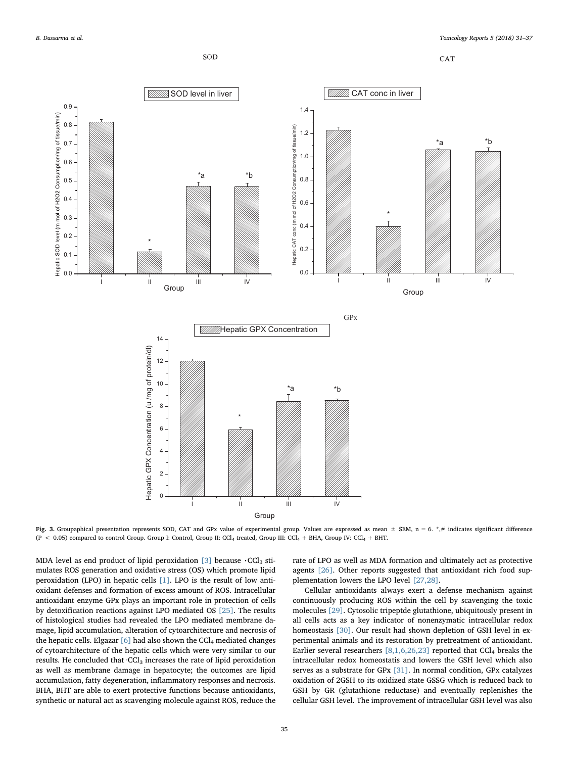**Fig. 3.** Groupaphical presentation represents SOD, CAT and GPx value of experimental group. Values are expressed as mean ± SEM, n = 6. *,# indicates significant difference ($P < 0.05$) compared to control Group. Group I: Control, Group II: $CCl_4$ treated, Group III: $CCl_4$ + BHA, Group IV: $CCl_4$ + BHT.

MDA level as end product of lipid peroxidation [3] because $\cdot CCl_3$ stimulates ROS generation and oxidative stress (OS) which promote lipid peroxidation (LPO) in hepatic cells [1]. LPO is the result of low antioxidant defenses and formation of excess amount of ROS. Intracellular antioxidant enzyme GPx plays an important role in protection of cells by detoxification reactions against LPO mediated OS [25]. The results of histological studies had revealed the LPO mediated membrane damage, lipid accumulation, alteration of cytoarchitecture and necrosis of the hepatic cells. Elgazar [6] had also shown the $CCl_4$ mediated changes of cytoarchitecture of the hepatic cells which were very similar to our results. He concluded that $\cdot CCl_3$ increases the rate of lipid peroxidation as well as membrane damage in hepatocyte; the outcomes are lipid accumulation, fatty degeneration, inflammatory responses and necrosis. BHA, BHT are able to exert protective functions because antioxidants, synthetic or natural act as scavenging molecule against ROS, reduce the rate of LPO as well as MDA formation and ultimately act as protective agents [26]. Other reports suggested that antioxidant rich food supplementation lowers the LPO level [27,28].

Cellular antioxidants always exert a defense mechanism against continuously producing ROS within the cell by scavenging the toxic molecules [29]. Cytosolic tripeptde glutathione, ubiquitously present in all cells acts as a key indicator of nonenzymatic intracellular redox homeostasis [30]. Our result had shown depletion of GSH level in experimental animals and its restoration by pretreatment of antioxidant. Earlier several researchers [8,1,6,26,23] reported that $CCl_4$ breaks the intracellular redox homeostatis and lowers the GSH level which also serves as a substrate for GPx [31]. In normal condition, GPx catalyzes oxidation of 2GSH to its oxidized state GSSG which is reduced back to GSH by GR (glutathione reductase) and eventually replenishes the cellular GSH level. The improvement of intracellular GSH level was also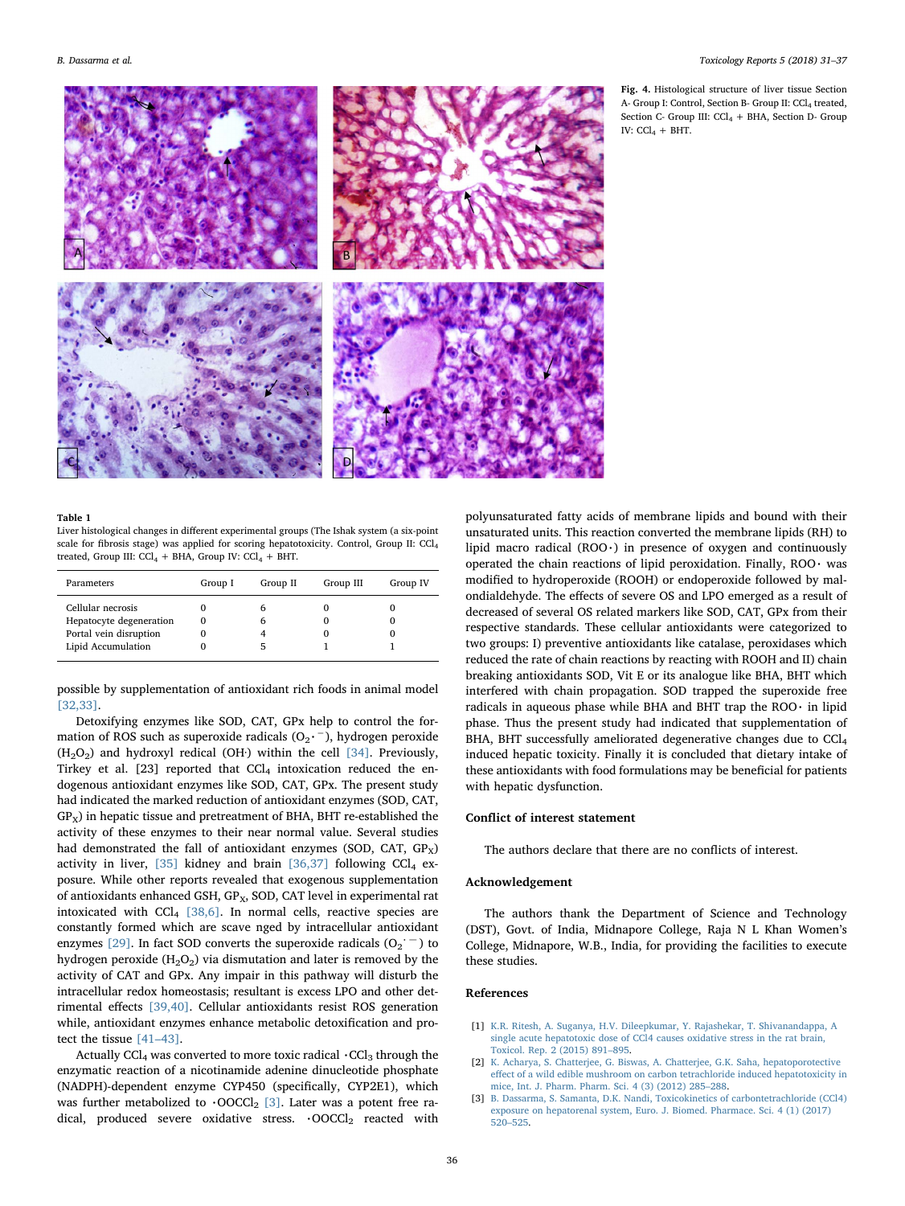Fig. 4. Histological structure of liver tissue Section A- Group I: Control, Section B- Group II: $CCl_4$ treated, Section C- Group III: $CCl_4$ + BHA, Section D- Group IV: $CCl_4$ + BHT.

**Table 1**

Liver histological changes in different experimental groups (The Ishak system (a six-point scale for fibrosis stage) was applied for scoring hepatotoxicity. Control, Group II: $CCl_4$ treated, Group III: $CCl_4$ + BHA, Group IV: $CCl_4$ + BHT.

| Parameters | Group I | Group II | Group III | Group IV |
|---|---|---|---|---|
| Cellular necrosis | 0 | 6 | 0 | 0 |
| Hepatocyte degeneration | 0 | 6 | 0 | 0 |
| Portal vein disruption | 0 | 4 | 0 | 0 |
| Lipid Accumulation | 0 | 5 | 1 | 1 |

possible by supplementation of antioxidant rich foods in animal model [32,33].

Detoxifying enzymes like SOD, CAT, GPx help to control the formation of ROS such as superoxide radicals ($O_2{\cdot}^-$), hydrogen peroxide ($H_2O_2$) and hydroxyl redical (OH·) within the cell [34]. Previously, Tirkey et al. [23] reported that $CCl_4$ intoxication reduced the endogenous antioxidant enzymes like SOD, CAT, GPx. The present study had indicated the marked reduction of antioxidant enzymes (SOD, CAT, $GP_X$) in hepatic tissue and pretreatment of BHA, BHT re-established the activity of these enzymes to their near normal value. Several studies had demonstrated the fall of antioxidant enzymes (SOD, CAT, $GP_X$) activity in liver, [35] kidney and brain [36,37] following $CCl_4$ exposure. While other reports revealed that exogenous supplementation of antioxidants enhanced GSH, $GP_X$, SOD, CAT level in experimental rat intoxicated with $CCl_4$ [38,6]. In normal cells, reactive species are constantly formed which are scave nged by intracellular antioxidant enzymes [29]. In fact SOD converts the superoxide radicals ($O_2{\cdot}^-$) to hydrogen peroxide ($H_2O_2$) via dismutation and later is removed by the activity of CAT and GPx. Any impair in this pathway will disturb the intracellular redox homeostasis; resultant is excess LPO and other detrimental effects [39,40]. Cellular antioxidants resist ROS generation while, antioxidant enzymes enhance metabolic detoxification and protect the tissue [41–43].

Actually $CCl_4$ was converted to more toxic radical $\cdot CCl_3$ through the enzymatic reaction of a nicotinamide adenine dinucleotide phosphate (NADPH)-dependent enzyme CYP450 (specifically, CYP2E1), which was further metabolized to $\cdot OOCCl_2$ [3]. Later was a potent free radical, produced severe oxidative stress. $\cdot OOCCl_2$ reacted with polyunsaturated fatty acids of membrane lipids and bound with their unsaturated units. This reaction converted the membrane lipids (RH) to lipid macro radical (ROO·) in presence of oxygen and continuously operated the chain reactions of lipid peroxidation. Finally, ROO· was modified to hydroperoxide (ROOH) or endoperoxide followed by malondialdehyde. The effects of severe OS and LPO emerged as a result of decreased of several OS related markers like SOD, CAT, GPx from their respective standards. These cellular antioxidants were categorized to two groups: I) preventive antioxidants like catalase, peroxidases which reduced the rate of chain reactions by reacting with ROOH and II) chain breaking antioxidants SOD, Vit E or its analogue like BHA, BHT which interfered with chain propagation. SOD trapped the superoxide free radicals in aqueous phase while BHA and BHT trap the ROO· in lipid phase. Thus the present study had indicated that supplementation of BHA, BHT successfully ameliorated degenerative changes due to $CCl_4$ induced hepatic toxicity. Finally it is concluded that dietary intake of these antioxidants with food formulations may be beneficial for patients with hepatic dysfunction.

## Conflict of interest statement

The authors declare that there are no conflicts of interest.

## Acknowledgement

The authors thank the Department of Science and Technology (DST), Govt. of India, Midnapore College, Raja N L Khan Women's College, Midnapore, W.B., India, for providing the facilities to execute these studies.

## References

[1] K.R. Ritesh, A. Suganya, H.V. Dileepkumar, Y. Rajashekar, T. Shivanandappa, A single acute hepatotoxic dose of CCl4 causes oxidative stress in the rat brain, Toxicol. Rep. 2 (2015) 891–895.

[2] K. Acharya, S. Chatterjee, G. Biswas, A. Chatterjee, G.K. Saha, hepatoporotective effect of a wild edible mushroom on carbon tetrachloride induced hepatotoxicity in mice, Int. J. Pharm. Pharm. Sci. 4 (3) (2012) 285–288.

[3] B. Dassarma, S. Samanta, D.K. Nandi, Toxicokinetics of carbontetrachloride (CCl4) exposure on hepatorenal system, Euro. J. Biomed. Pharmace. Sci. 4 (1) (2017) 520–525.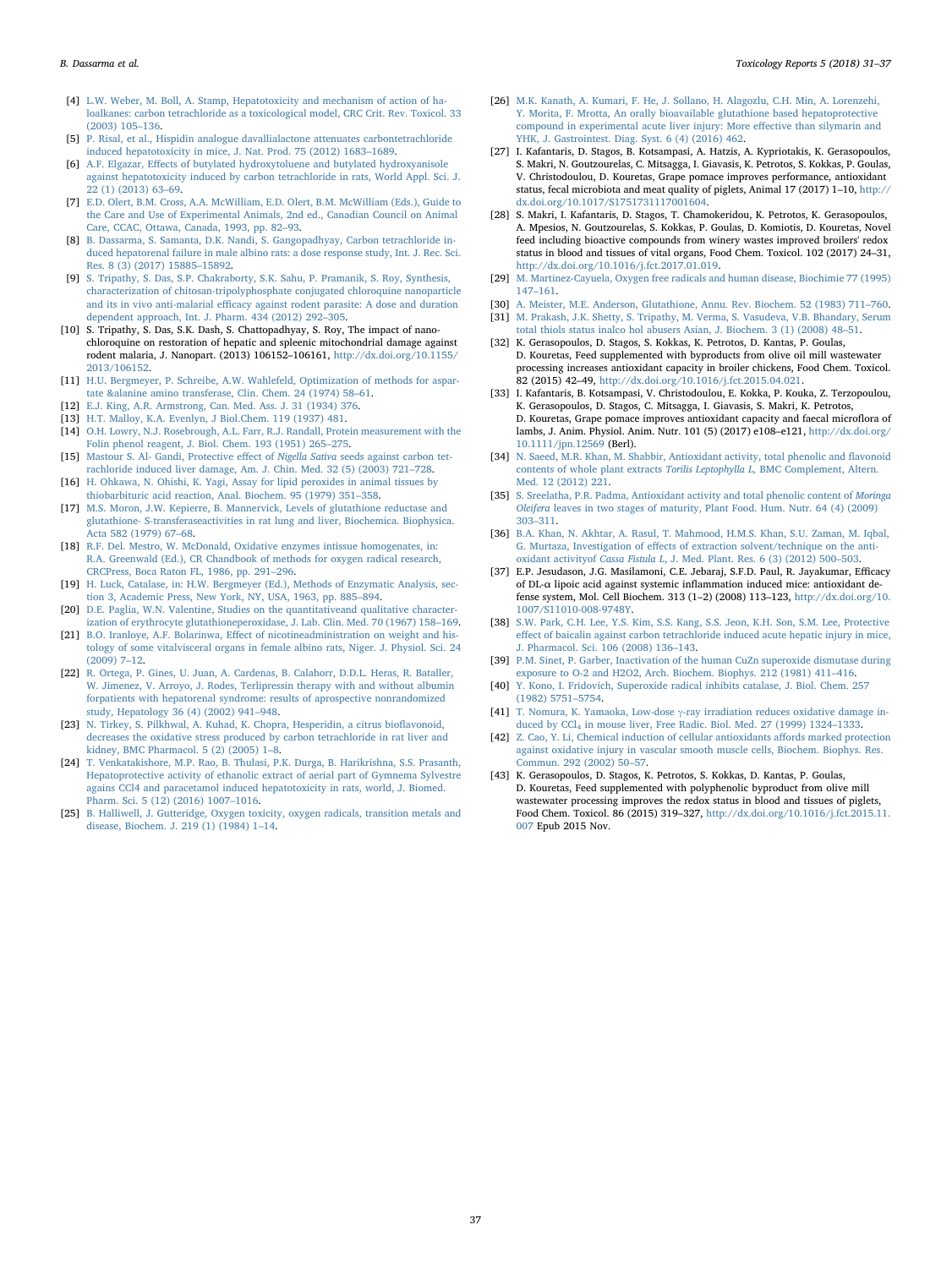[4] L.W. Weber, M. Boll, A. Stamp, Hepatotoxicity and mechanism of action of haloalkanes: carbon tetrachloride as a toxicological model, CRC Crit. Rev. Toxicol. 33 (2003) 105–136.

[5] P. Risal, et al., Hispidin analogue davallialactone attenuates carbontetrachloride induced hepatotoxicity in mice, J. Nat. Prod. 75 (2012) 1683–1689.

[6] A.F. Elgazar, Effects of butylated hydroxytoluene and butylated hydroxyanisole against hepatotoxicity induced by carbon tetrachloride in rats, World Appl. Sci. J. 22 (1) (2013) 63–69.

[7] E.D. Olert, B.M. Cross, A.A. McWilliam, E.D. Olert, B.M. McWilliam (Eds.), Guide to the Care and Use of Experimental Animals, 2nd ed., Canadian Council on Animal Care, CCAC, Ottawa, Canada, 1993, pp. 82–93.

[8] B. Dassarma, S. Samanta, D.K. Nandi, S. Gangopadhyay, Carbon tetrachloride induced hepatorenal failure in male albino rats: a dose response study, Int. J. Rec. Sci. Res. 8 (3) (2017) 15885–15892.

[9] S. Tripathy, S. Das, S.P. Chakraborty, S.K. Sahu, P. Pramanik, S. Roy, Synthesis, characterization of chitosan-tripolyphosphate conjugated chloroquine nanoparticle and its in vivo anti-malarial efficacy against rodent parasite: A dose and duration dependent approach, Int. J. Pharm. 434 (2012) 292–305.

[10] S. Tripathy, S. Das, S.K. Dash, S. Chattopadhyay, S. Roy, The impact of nanochloroquine on restoration of hepatic and spleenic mitochondrial damage against rodent malaria, J. Nanopart. (2013) 106152–106161, http://dx.doi.org/10.1155/2013/106152.

[11] H.U. Bergmeyer, P. Schreibe, A.W. Wahlefeld, Optimization of methods for aspartate &alanine amino transferase, Clin. Chem. 24 (1974) 58–61.

[12] E.J. King, A.R. Armstrong, Can. Med. Ass. J. 31 (1934) 376.

[13] H.T. Malloy, K.A. Evenlyn, J Biol.Chem. 119 (1937) 481.

[14] O.H. Lowry, N.J. Rosebrough, A.L. Farr, R.J. Randall, Protein measurement with the Folin phenol reagent, J. Biol. Chem. 193 (1951) 265–275.

[15] Mastour S. Al- Gandi, Protective effect of *Nigella Sativa* seeds against carbon tetrachloride induced liver damage, Am. J. Chin. Med. 32 (5) (2003) 721–728.

[16] H. Ohkawa, N. Ohishi, K. Yagi, Assay for lipid peroxides in animal tissues by thiobarbituric acid reaction, Anal. Biochem. 95 (1979) 351–358.

[17] M.S. Moron, J.W. Kepierre, B. Mannervick, Levels of glutathione reductase and glutathione- S-transferaseactivities in rat lung and liver, Biochemica. Biophysica. Acta 582 (1979) 67–68.

[18] R.F. Del. Mestro, W. McDonald, Oxidative enzymes intissue homogenates, in: R.A. Greenwald (Ed.), CR Chandbook of methods for oxygen radical research, CRCPress, Boca Raton FL, 1986, pp. 291–296.

[19] H. Luck, Catalase, in: H.W. Bergmeyer (Ed.), Methods of Enzymatic Analysis, section 3, Academic Press, New York, NY, USA, 1963, pp. 885–894.

[20] D.E. Paglia, W.N. Valentine, Studies on the quantitativeand qualitative characterization of erythrocyte glutathioneperoxidase, J. Lab. Clin. Med. 70 (1967) 158–169.

[21] B.O. Iranloye, A.F. Bolarinwa, Effect of nicotineadministration on weight and histology of some vitalvisceral organs in female albino rats, Niger. J. Physiol. Sci. 24 (2009) 7–12.

[22] R. Ortega, P. Gines, U. Juan, A. Cardenas, B. Calahorr, D.D.L. Heras, R. Bataller, W. Jimenez, V. Arroyo, J. Rodes, Terlipressin therapy with and without albumin forpatients with hepatorenal syndrome: results of aprospective nonrandomized study, Hepatology 36 (4) (2002) 941–948.

[23] N. Tirkey, S. Pilkhwal, A. Kuhad, K. Chopra, Hesperidin, a citrus bioflavonoid, decreases the oxidative stress produced by carbon tetrachloride in rat liver and kidney, BMC Pharmacol. 5 (2) (2005) 1–8.

[24] T. Venkatakishore, M.P. Rao, B. Thulasi, P.K. Durga, B. Harikrishna, S.S. Prasanth, Hepatoprotective activity of ethanolic extract of aerial part of Gymnema Sylvestre agains CCl4 and paracetamol induced hepatotoxicity in rats, world, J. Biomed. Pharm. Sci. 5 (12) (2016) 1007–1016.

[25] B. Halliwell, J. Gutteridge, Oxygen toxicity, oxygen radicals, transition metals and disease, Biochem. J. 219 (1) (1984) 1–14.

[26] M.K. Kanath, A. Kumari, F. He, J. Sollano, H. Alagozlu, C.H. Min, A. Lorenzehi, Y. Morita, F. Mrotta, An orally bioavailable glutathione based hepatoprotective compound in experimental acute liver injury: More effective than silymarin and YHK, J. Gastrointest. Diag. Syst. 6 (4) (2016) 462.

[27] I. Kafantaris, D. Stagos, B. Kotsampasi, A. Hatzis, A. Kypriotakis, K. Gerasopoulos, S. Makri, N. Goutzourelas, C. Mitsagga, I. Giavasis, K. Petrotos, S. Kokkas, P. Goulas, V. Christodoulou, D. Kouretas, Grape pomace improves performance, antioxidant status, fecal microbiota and meat quality of piglets, Animal 17 (2017) 1–10, http://dx.doi.org/10.1017/S1751731117001604.

[28] S. Makri, I. Kafantaris, D. Stagos, T. Chamokeridou, K. Petrotos, K. Gerasopoulos, A. Mpesios, N. Goutzourelas, S. Kokkas, P. Goulas, D. Komiotis, D. Kouretas, Novel feed including bioactive compounds from winery wastes improved broilers' redox status in blood and tissues of vital organs, Food Chem. Toxicol. 102 (2017) 24–31, http://dx.doi.org/10.1016/j.fct.2017.01.019.

[29] M. Martinez-Cayuela, Oxygen free radicals and human disease, Biochimie 77 (1995) 147–161.

[30] A. Meister, M.E. Anderson, Glutathione, Annu. Rev. Biochem. 52 (1983) 711–760.

[31] M. Prakash, J.K. Shetty, S. Tripathy, M. Verma, S. Vasudeva, V.B. Bhandary, Serum total thiols status inalco hol abusers Asian, J. Biochem. 3 (1) (2008) 48–51.

[32] K. Gerasopoulos, D. Stagos, S. Kokkas, K. Petrotos, D. Kantas, P. Goulas, D. Kouretas, Feed supplemented with byproducts from olive oil mill wastewater processing increases antioxidant capacity in broiler chickens, Food Chem. Toxicol. 82 (2015) 42–49, http://dx.doi.org/10.1016/j.fct.2015.04.021.

[33] I. Kafantaris, B. Kotsampasi, V. Christodoulou, E. Kokka, P. Kouka, Z. Terzopoulou, K. Gerasopoulos, D. Stagos, C. Mitsagga, I. Giavasis, S. Makri, K. Petrotos, D. Kouretas, Grape pomace improves antioxidant capacity and faecal microflora of lambs, J. Anim. Physiol. Anim. Nutr. 101 (5) (2017) e108–e121, http://dx.doi.org/10.1111/jpn.12569 (Berl).

[34] N. Saeed, M.R. Khan, M. Shabbir, Antioxidant activity, total phenolic and flavonoid contents of whole plant extracts *Torilis Leptophylla L*, BMC Complement, Altern. Med. 12 (2012) 221.

[35] S. Sreelatha, P.R. Padma, Antioxidant activity and total phenolic content of *Moringa Oleifera* leaves in two stages of maturity, Plant Food. Hum. Nutr. 64 (4) (2009) 303–311.

[36] B.A. Khan, N. Akhtar, A. Rasul, T. Mahmood, H.M.S. Khan, S.U. Zaman, M. Iqbal, G. Murtaza, Investigation of effects of extraction solvent/technique on the antioxidant activityof *Cassa Fistula L*, J. Med. Plant. Res. 6 (3) (2012) 500–503.

[37] E.P. Jesudason, J.G. Masilamoni, C.E. Jebaraj, S.F.D. Paul, R. Jayakumar, Efficacy of DL-α lipoic acid against systemic inflammation induced mice: antioxidant defense system, Mol. Cell Biochem. 313 (1–2) (2008) 113–123, http://dx.doi.org/10.1007/S11010-008-9748Y.

[38] S.W. Park, C.H. Lee, Y.S. Kim, S.S. Kang, S.S. Jeon, K.H. Son, S.M. Lee, Protective effect of baicalin against carbon tetrachloride induced acute hepatic injury in mice, J. Pharmacol. Sci. 106 (2008) 136–143.

[39] P.M. Sinet, P. Garber, Inactivation of the human CuZn superoxide dismutase during exposure to O-2 and H2O2, Arch. Biochem. Biophys. 212 (1981) 411–416.

[40] Y. Kono, I. Fridovich, Superoxide radical inhibits catalase, J. Biol. Chem. 257 (1982) 5751–5754.

[41] T. Nomura, K. Yamaoka, Low-dose γ-ray irradiation reduces oxidative damage induced by $CCl_4$ in mouse liver, Free Radic. Biol. Med. 27 (1999) 1324–1333.

[42] Z. Cao, Y. Li, Chemical induction of cellular antioxidants affords marked protection against oxidative injury in vascular smooth muscle cells, Biochem. Biophys. Res. Commun. 292 (2002) 50–57.

[43] K. Gerasopoulos, D. Stagos, K. Petrotos, S. Kokkas, D. Kantas, P. Goulas, D. Kouretas, Feed supplemented with polyphenolic byproduct from olive mill wastewater processing improves the redox status in blood and tissues of piglets, Food Chem. Toxicol. 86 (2015) 319–327, http://dx.doi.org/10.1016/j.fct.2015.11.007 Epub 2015 Nov.